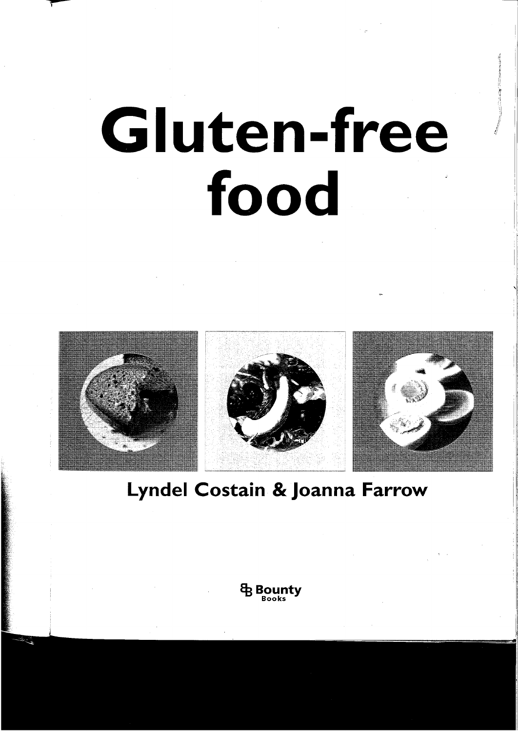# Gluten-free food

**Lyndel Costain & Joanna Farrow**

Bounty Books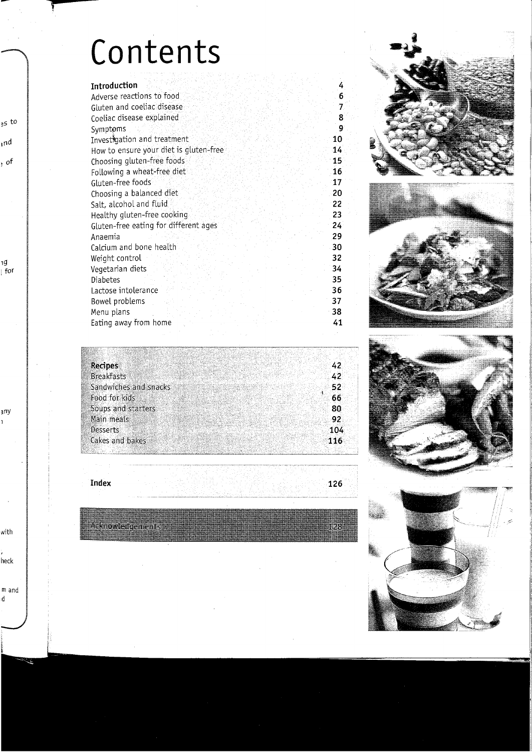# Contents

| | |
|---|---|
| **Introduction** | 4 |
| Adverse reactions to food | 6 |
| Gluten and coeliac disease | 7 |
| Coeliac disease explained | 8 |
| Symptoms | 9 |
| Investigation and treatment | 10 |
| How to ensure your diet is gluten-free | 14 |
| Choosing gluten-free foods | 15 |
| Following a wheat-free diet | 16 |
| Gluten-free foods | 17 |
| Choosing a balanced diet | 20 |
| Salt, alcohol and fluid | 22 |
| Healthy gluten-free cooking | 23 |
| Gluten-free eating for different ages | 24 |
| Anaemia | 29 |
| Calcium and bone health | 30 |
| Weight control | 32 |
| Vegetarian diets | 34 |
| Diabetes | 35 |
| Lactose intolerance | 36 |
| Bowel problems | 37 |
| Menu plans | 38 |
| Eating away from home | 41 |

| | |
|---|---|
| **Recipes** | 42 |
| Breakfasts | 42 |
| Sandwiches and snacks | 52 |
| Food for kids | 66 |
| Soups and starters | 80 |
| Main meals | 92 |
| Desserts | 104 |
| Cakes and bakes | 116 |

| | |
|---|---|
| **Index** | 126 |
| Acknowledgements | 128 |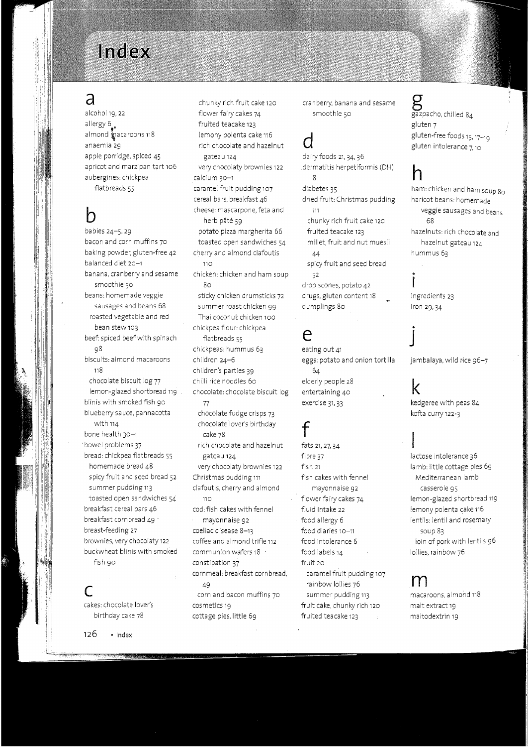# Index

## a

alcohol 19, 22
allergy 6
almond macaroons 118
anaemia 29
apple porridge, spiced 45
apricot and marzipan tart 106
aubergines: chickpea flatbreads 55

## b

babies 24–5, 29
bacon and corn muffins 70
baking powder, gluten-free 42
balanced diet 20–1
banana, cranberry and sesame smoothie 50
beans: homemade veggie sausages and beans 68
roasted vegetable and red bean stew 103
beef: spiced beef with spinach 98
biscuits: almond macaroons 118
chocolate biscuit log 77
lemon-glazed shortbread 119
blinis with smoked fish 90
blueberry sauce, pannacotta with 114
bone health 30–1
bowel problems 37
bread: chickpea flatbreads 55
homemade bread 48
spicy fruit and seed bread 52
summer pudding 113
toasted open sandwiches 54
breakfast cereal bars 46
breakfast cornbread 49
breast-feeding 27
brownies, very chocolaty 122
buckwheat blinis with smoked fish 90

## c

cakes: chocolate lover's birthday cake 78
chunky rich fruit cake 120
flower fairy cakes 74
fruited teacake 123
lemony polenta cake 116
rich chocolate and hazelnut gateau 124
very chocolaty brownies 122
calcium 30–1
caramel fruit pudding 107
cereal bars, breakfast 46
cheese: mascarpone, feta and herb pâté 59
potato pizza margherita 66
toasted open sandwiches 54
cherry and almond clafoutis 110
chicken: chicken and ham soup 80
sticky chicken drumsticks 72
summer roast chicken 99
Thai coconut chicken 100
chickpea flour: chickpea flatbreads 55
chickpeas: hummus 63
children 24–6
children's parties 39
chilli rice noodles 60
chocolate: chocolate biscuit log 77
chocolate fudge crisps 73
chocolate lover's birthday cake 78
rich chocolate and hazelnut gateau 124
very chocolaty brownies 122
Christmas pudding 111
clafoutis, cherry and almond 110
cod: fish cakes with fennel mayonnaise 92
coeliac disease 8–13
coffee and almond trifle 112
communion wafers 18
constipation 37
cornmeal: breakfast cornbread, 49
corn and bacon muffins 70
cosmetics 19
cottage pies, little 69
cranberry, banana and sesame smoothie 50

## d

dairy foods 21, 34, 36
dermatitis herpetiformis (DH) 8
diabetes 35
dried fruit: Christmas pudding 111
chunky rich fruit cake 120
fruited teacake 123
millet, fruit and nut muesli 44
spicy fruit and seed bread 52
drop scones, potato 42
drugs, gluten content 18
dumplings 80

## e

eating out 41
eggs: potato and onion tortilla 64
elderly people 28
entertaining 40
exercise 31, 33

## f

fats 21, 27, 34
fibre 37
fish 21
fish cakes with fennel mayonnaise 92
flower fairy cakes 74
fluid intake 22
food allergy 6
food diaries 10–11
food intolerance 6
food labels 14
fruit 20
caramel fruit pudding 107
rainbow lollies 76
summer pudding 113
fruit cake, chunky rich 120
fruited teacake 123

## g

gazpacho, chilled 84
gluten 7
gluten-free foods 15, 17–19
gluten intolerance 7, 10

## h

ham: chicken and ham soup 80
haricot beans: homemade veggie sausages and beans 68
hazelnuts: rich chocolate and hazelnut gateau 124
hummus 63

## i

ingredients 23
iron 29, 34

## j

jambalaya, wild rice 96–7

## k

kedgeree with peas 84
kofta curry 122-3

## l

lactose intolerance 36
lamb: little cottage pies 69
Mediterranean lamb casserole 95
lemon-glazed shortbread 119
lemony polenta cake 116
lentils: lentil and rosemary soup 83
loin of pork with lentils 96
lollies, rainbow 76

## m

macaroons, almond 118
malt extract 19
maltodextrin 19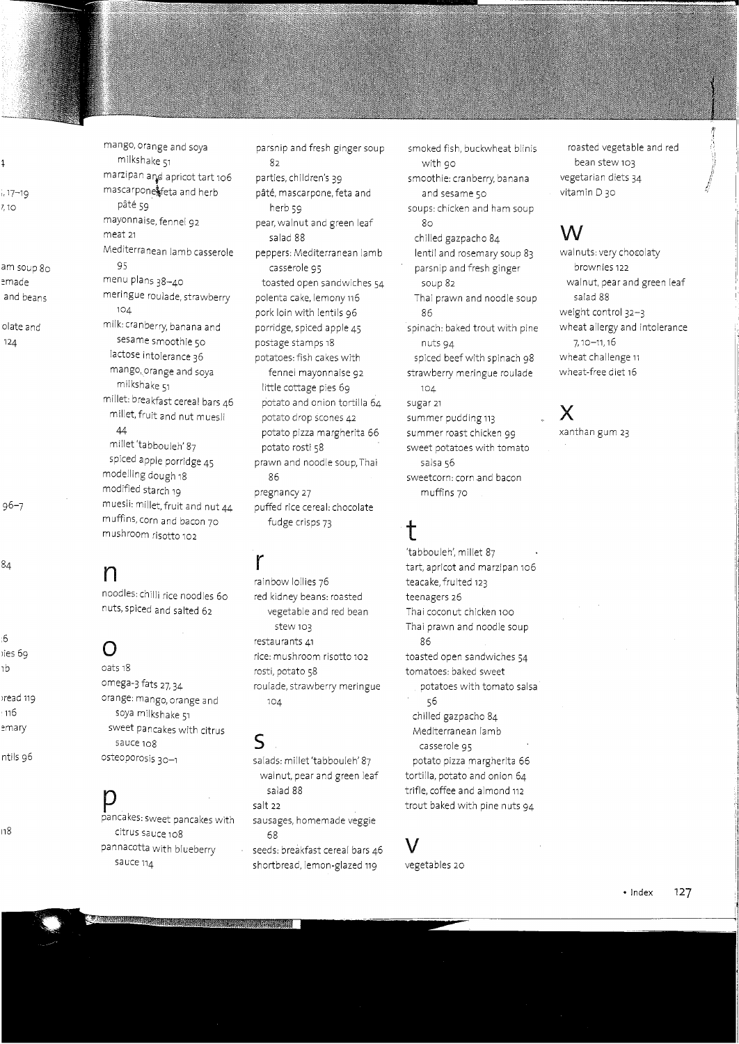mango, orange and soya milkshake 51
marzipan and apricot tart 106
mascarpone, feta and herb pâté 59
mayonnaise, fennel 92
meat 21
Mediterranean lamb casserole 95
menu plans 38–40
meringue roulade, strawberry 104
milk: cranberry, banana and sesame smoothie 50
  lactose intolerance 36
  mango, orange and soya milkshake 51
millet: breakfast cereal bars 46
  millet, fruit and nut muesli 44
  millet 'tabbouleh' 87
  spiced apple porridge 45
modelling dough 18
modified starch 19
muesli: millet, fruit and nut 44
muffins, corn and bacon 70
mushroom risotto 102

## n

noodles: chilli rice noodles 60
nuts, spiced and salted 62

## o

oats 18
omega-3 fats 27, 34
orange: mango, orange and soya milkshake 51
  sweet pancakes with citrus sauce 108
osteoporosis 30–1

## p

pancakes: sweet pancakes with citrus sauce 108
pannacotta with blueberry sauce 114
parsnip and fresh ginger soup 82
parties, children's 39
pâté, mascarpone, feta and herb 59
pear, walnut and green leaf salad 88
peppers: Mediterranean lamb casserole 95
  toasted open sandwiches 54
polenta cake, lemony 116
pork loin with lentils 96
porridge, spiced apple 45
postage stamps 18
potatoes: fish cakes with fennel mayonnaise 92
  little cottage pies 69
  potato and onion tortilla 64
  potato drop scones 42
  potato pizza margherita 66
  potato rosti 58
prawn and noodle soup, Thai 86
pregnancy 27
puffed rice cereal: chocolate fudge crisps 73

## r

rainbow lollies 76
red kidney beans: roasted vegetable and red bean stew 103
restaurants 41
rice: mushroom risotto 102
rosti, potato 58
roulade, strawberry meringue 104

## s

salads: millet 'tabbouleh' 87
  walnut, pear and green leaf salad 88
salt 22
sausages, homemade veggie 68
seeds: breakfast cereal bars 46
shortbread, lemon-glazed 119
smoked fish, buckwheat blinis with 90
smoothie: cranberry, banana and sesame 50
soups: chicken and ham soup 80
  chilled gazpacho 84
  lentil and rosemary soup 83
  parsnip and fresh ginger soup 82
  Thai prawn and noodle soup 86
spinach: baked trout with pine nuts 94
  spiced beef with spinach 98
strawberry meringue roulade 104
sugar 21
summer pudding 113
summer roast chicken 99
sweet potatoes with tomato salsa 56
sweetcorn: corn and bacon muffins 70

## t

'tabbouleh', millet 87
tart, apricot and marzipan 106
teacake, fruited 123
teenagers 26
Thai coconut chicken 100
Thai prawn and noodle soup 86
toasted open sandwiches 54
tomatoes: baked sweet potatoes with tomato salsa 56
  chilled gazpacho 84
  Mediterranean lamb casserole 95
  potato pizza margherita 66
tortilla, potato and onion 64
trifle, coffee and almond 112
trout baked with pine nuts 94

## v

vegetables 20
  roasted vegetable and red bean stew 103
vegetarian diets 34
vitamin D 30

## w

walnuts: very chocolaty brownies 122
  walnut, pear and green leaf salad 88
weight control 32–3
wheat allergy and intolerance 7, 10–11, 16
wheat challenge 11
wheat-free diet 16

## x

xanthan gum 23